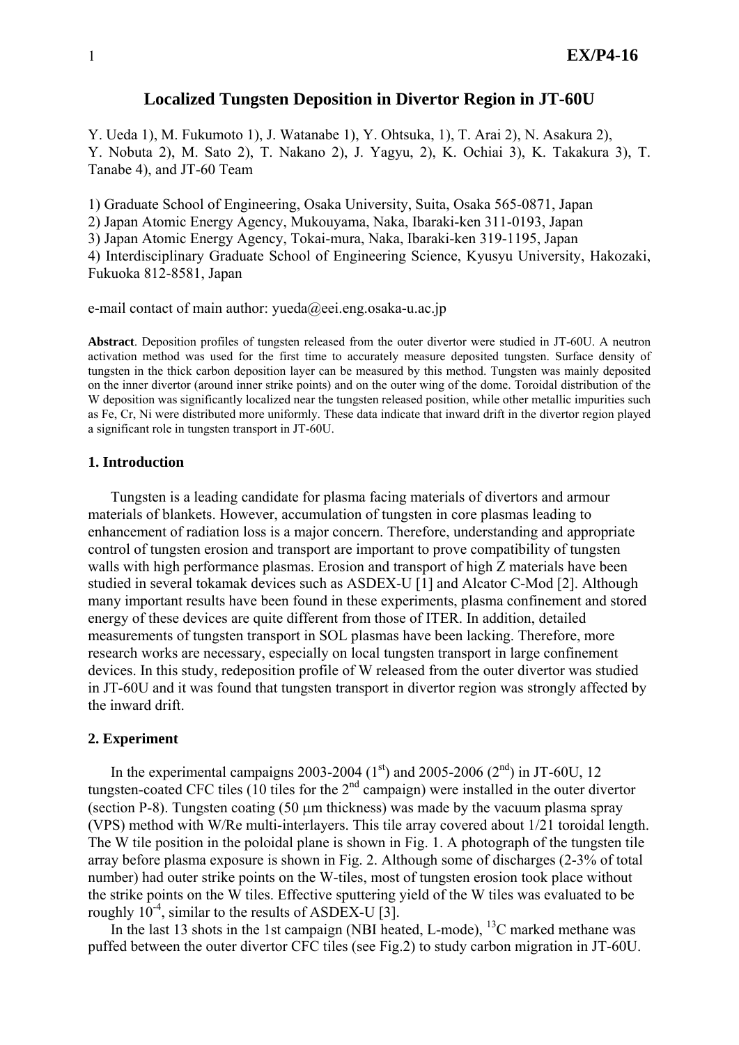# Localized Tungsten Deposition in Divertor Region in JT-60U

Y. Ueda 1), M. Fukumoto 1), J. Watanabe 1), Y. Ohtsuka, 1), T. Arai 2), N. Asakura 2), Y. Nobuta 2), M. Sato 2), T. Nakano 2), J. Yagyu, 2), K. Ochiai 3), K. Takakura 3), T. Tanabe 4), and JT-60 Team

1) Graduate School of Engineering, Osaka University, Suita, Osaka 565-0871, Japan
2) Japan Atomic Energy Agency, Mukouyama, Naka, Ibaraki-ken 311-0193, Japan
3) Japan Atomic Energy Agency, Tokai-mura, Naka, Ibaraki-ken 319-1195, Japan
4) Interdisciplinary Graduate School of Engineering Science, Kyusyu University, Hakozaki, Fukuoka 812-8581, Japan

e-mail contact of main author: yueda@eei.eng.osaka-u.ac.jp

**Abstract**. Deposition profiles of tungsten released from the outer divertor were studied in JT-60U. A neutron activation method was used for the first time to accurately measure deposited tungsten. Surface density of tungsten in the thick carbon deposition layer can be measured by this method. Tungsten was mainly deposited on the inner divertor (around inner strike points) and on the outer wing of the dome. Toroidal distribution of the W deposition was significantly localized near the tungsten released position, while other metallic impurities such as Fe, Cr, Ni were distributed more uniformly. These data indicate that inward drift in the divertor region played a significant role in tungsten transport in JT-60U.

## 1. Introduction

Tungsten is a leading candidate for plasma facing materials of divertors and armour materials of blankets. However, accumulation of tungsten in core plasmas leading to enhancement of radiation loss is a major concern. Therefore, understanding and appropriate control of tungsten erosion and transport are important to prove compatibility of tungsten walls with high performance plasmas. Erosion and transport of high Z materials have been studied in several tokamak devices such as ASDEX-U [1] and Alcator C-Mod [2]. Although many important results have been found in these experiments, plasma confinement and stored energy of these devices are quite different from those of ITER. In addition, detailed measurements of tungsten transport in SOL plasmas have been lacking. Therefore, more research works are necessary, especially on local tungsten transport in large confinement devices. In this study, redeposition profile of W released from the outer divertor was studied in JT-60U and it was found that tungsten transport in divertor region was strongly affected by the inward drift.

## 2. Experiment

In the experimental campaigns 2003-2004 (1[st]) and 2005-2006 (2[nd]) in JT-60U, 12 tungsten-coated CFC tiles (10 tiles for the 2[nd] campaign) were installed in the outer divertor (section P-8). Tungsten coating (50 μm thickness) was made by the vacuum plasma spray (VPS) method with W/Re multi-interlayers. This tile array covered about 1/21 toroidal length. The W tile position in the poloidal plane is shown in Fig. 1. A photograph of the tungsten tile array before plasma exposure is shown in Fig. 2. Although some of discharges (2-3% of total number) had outer strike points on the W-tiles, most of tungsten erosion took place without the strike points on the W tiles. Effective sputtering yield of the W tiles was evaluated to be roughly $10^{-4}$, similar to the results of ASDEX-U [3].

In the last 13 shots in the 1st campaign (NBI heated, L-mode), $^{13}C$ marked methane was puffed between the outer divertor CFC tiles (see Fig.2) to study carbon migration in JT-60U.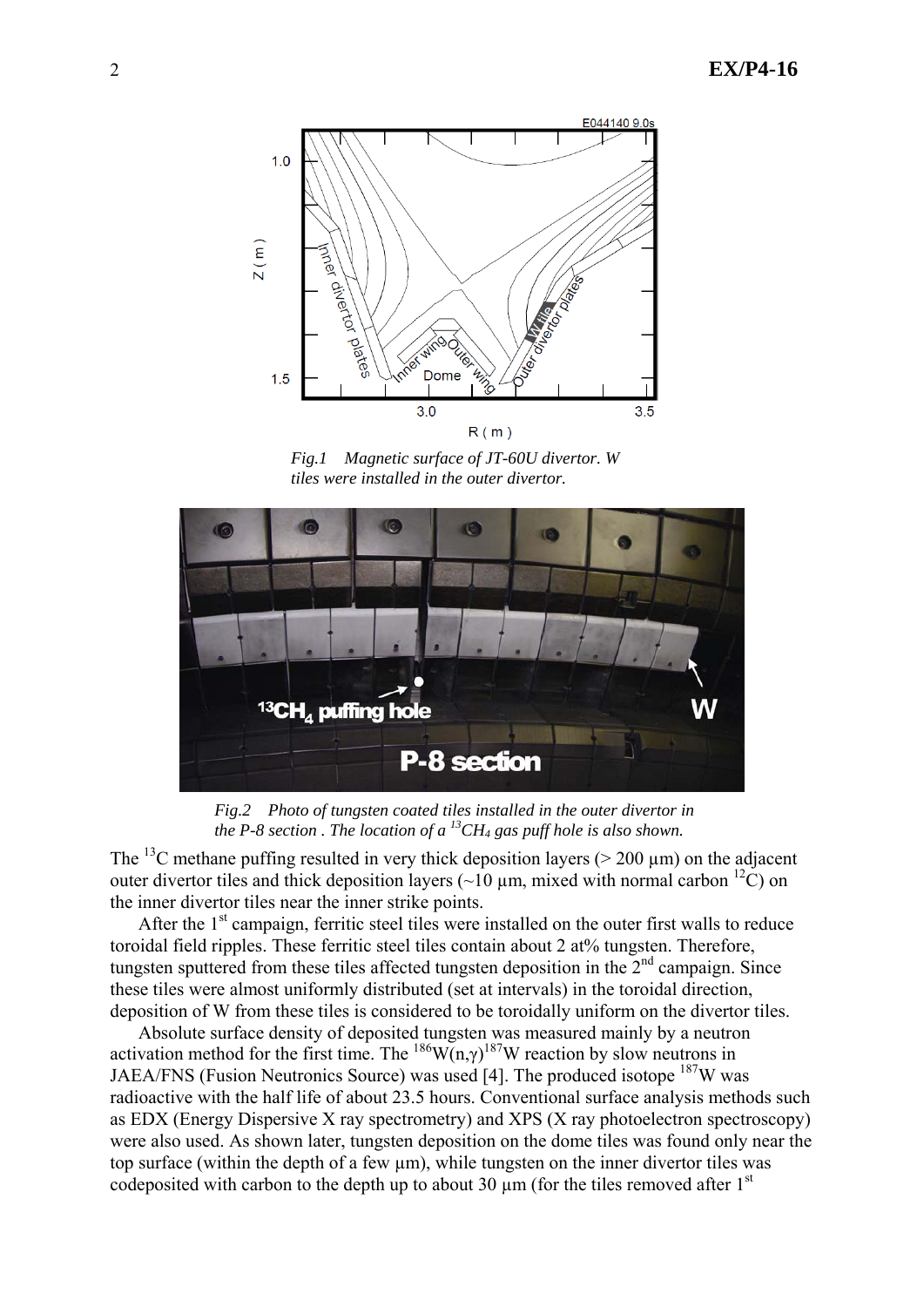*Fig.1 Magnetic surface of JT-60U divertor. W tiles were installed in the outer divertor.*

*Fig.2 Photo of tungsten coated tiles installed in the outer divertor in the P-8 section . The location of a $^{13}CH_4$ gas puff hole is also shown.*

The $^{13}C$ methane puffing resulted in very thick deposition layers (> 200 µm) on the adjacent outer divertor tiles and thick deposition layers (~10 µm, mixed with normal carbon $^{12}C$) on the inner divertor tiles near the inner strike points.

After the 1st campaign, ferritic steel tiles were installed on the outer first walls to reduce toroidal field ripples. These ferritic steel tiles contain about 2 at% tungsten. Therefore, tungsten sputtered from these tiles affected tungsten deposition in the 2nd campaign. Since these tiles were almost uniformly distributed (set at intervals) in the toroidal direction, deposition of W from these tiles is considered to be toroidally uniform on the divertor tiles.

Absolute surface density of deposited tungsten was measured mainly by a neutron activation method for the first time. The $^{186}W(n,\gamma)^{187}W$ reaction by slow neutrons in JAEA/FNS (Fusion Neutronics Source) was used [4]. The produced isotope $^{187}W$ was radioactive with the half life of about 23.5 hours. Conventional surface analysis methods such as EDX (Energy Dispersive X ray spectrometry) and XPS (X ray photoelectron spectroscopy) were also used. As shown later, tungsten deposition on the dome tiles was found only near the top surface (within the depth of a few µm), while tungsten on the inner divertor tiles was codeposited with carbon to the depth up to about 30 µm (for the tiles removed after 1st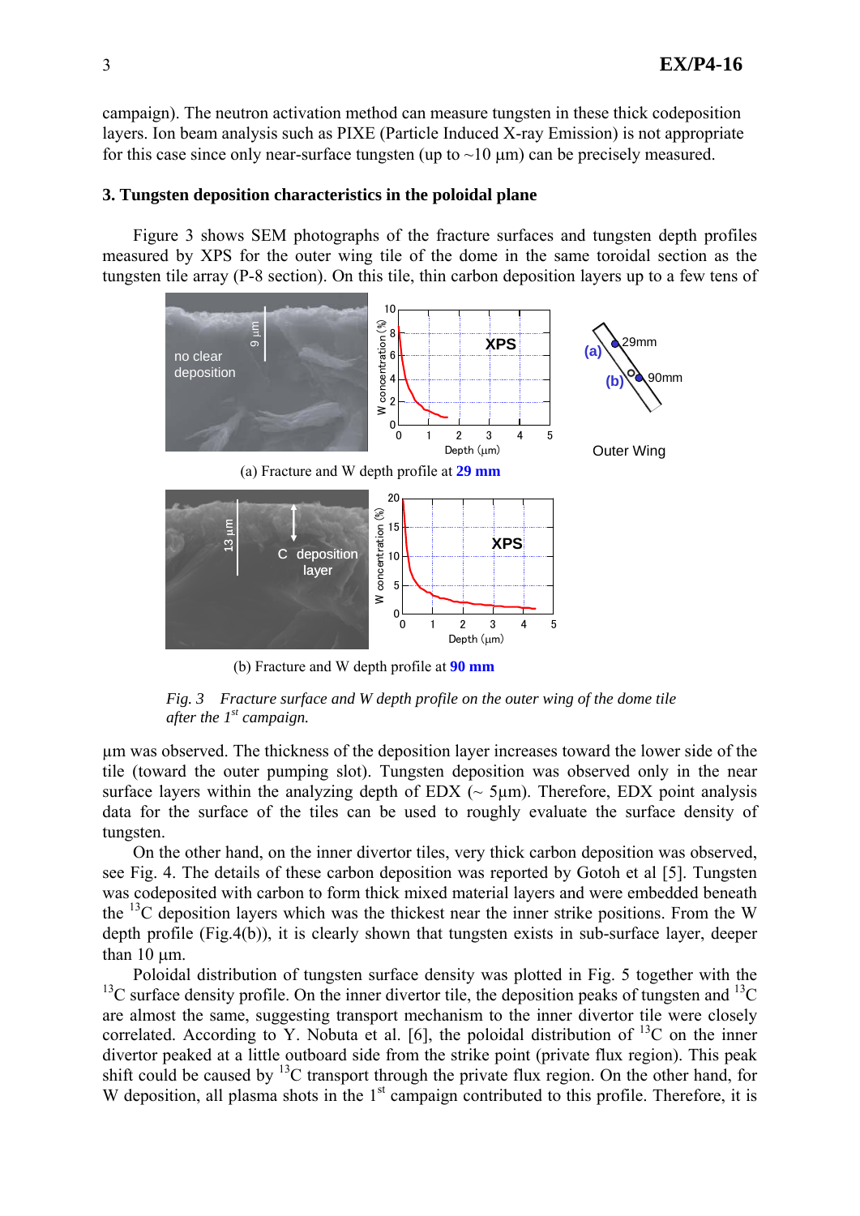campaign). The neutron activation method can measure tungsten in these thick codeposition layers. Ion beam analysis such as PIXE (Particle Induced X-ray Emission) is not appropriate for this case since only near-surface tungsten (up to ~10 μm) can be precisely measured.

### 3. Tungsten deposition characteristics in the poloidal plane

Figure 3 shows SEM photographs of the fracture surfaces and tungsten depth profiles measured by XPS for the outer wing tile of the dome in the same toroidal section as the tungsten tile array (P-8 section). On this tile, thin carbon deposition layers up to a few tens of μm was observed. The thickness of the deposition layer increases toward the lower side of the tile (toward the outer pumping slot). Tungsten deposition was observed only in the near surface layers within the analyzing depth of EDX (~ 5μm). Therefore, EDX point analysis data for the surface of the tiles can be used to roughly evaluate the surface density of tungsten.

(a) Fracture and W depth profile at **29 mm**

(b) Fracture and W depth profile at **90 mm**

*Fig. 3 Fracture surface and W depth profile on the outer wing of the dome tile after the 1st campaign.*

On the other hand, on the inner divertor tiles, very thick carbon deposition was observed, see Fig. 4. The details of these carbon deposition was reported by Gotoh et al [5]. Tungsten was codeposited with carbon to form thick mixed material layers and were embedded beneath the $^{13}$C deposition layers which was the thickest near the inner strike positions. From the W depth profile (Fig.4(b)), it is clearly shown that tungsten exists in sub-surface layer, deeper than 10 μm.

Poloidal distribution of tungsten surface density was plotted in Fig. 5 together with the $^{13}$C surface density profile. On the inner divertor tile, the deposition peaks of tungsten and $^{13}$C are almost the same, suggesting transport mechanism to the inner divertor tile were closely correlated. According to Y. Nobuta et al. [6], the poloidal distribution of $^{13}$C on the inner divertor peaked at a little outboard side from the strike point (private flux region). This peak shift could be caused by $^{13}$C transport through the private flux region. On the other hand, for W deposition, all plasma shots in the 1st campaign contributed to this profile. Therefore, it is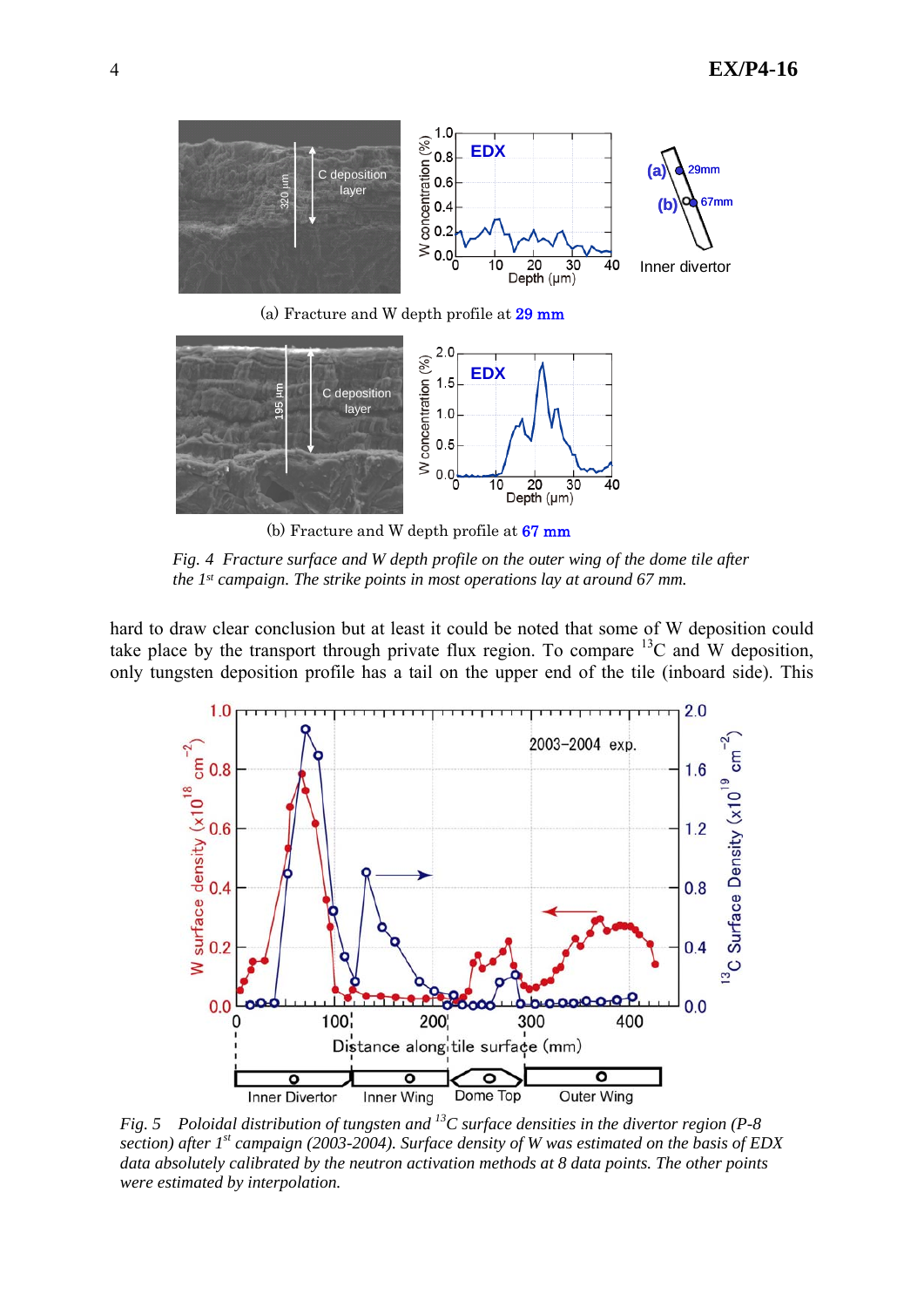(a) Fracture and W depth profile at 29 mm

(b) Fracture and W depth profile at 67 mm

*Fig. 4 Fracture surface and W depth profile on the outer wing of the dome tile after the 1st campaign. The strike points in most operations lay at around 67 mm.*

hard to draw clear conclusion but at least it could be noted that some of W deposition could take place by the transport through private flux region. To compare $^{13}$C and W deposition, only tungsten deposition profile has a tail on the upper end of the tile (inboard side). This

*Fig. 5 Poloidal distribution of tungsten and $^{13}$C surface densities in the divertor region (P-8 section) after 1st campaign (2003-2004). Surface density of W was estimated on the basis of EDX data absolutely calibrated by the neutron activation methods at 8 data points. The other points were estimated by interpolation.*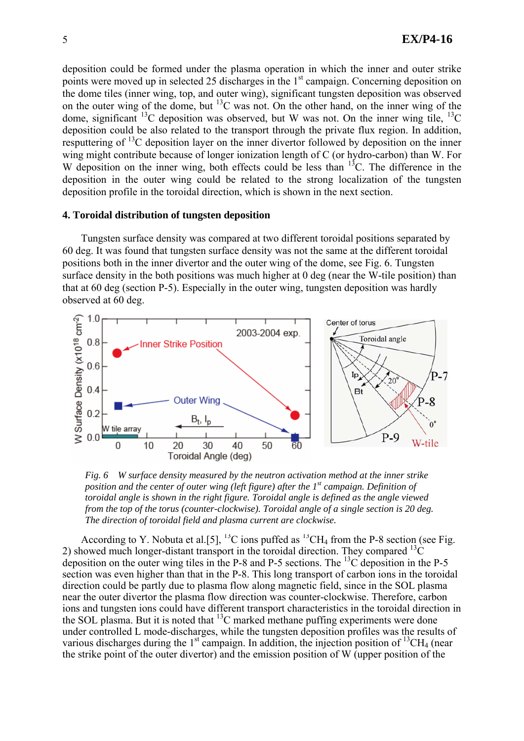deposition could be formed under the plasma operation in which the inner and outer strike points were moved up in selected 25 discharges in the 1st campaign. Concerning deposition on the dome tiles (inner wing, top, and outer wing), significant tungsten deposition was observed on the outer wing of the dome, but $^{13}C$ was not. On the other hand, on the inner wing of the dome, significant $^{13}C$ deposition was observed, but W was not. On the inner wing tile, $^{13}C$ deposition could be also related to the transport through the private flux region. In addition, resputtering of $^{13}C$ deposition layer on the inner divertor followed by deposition on the inner wing might contribute because of longer ionization length of C (or hydro-carbon) than W. For W deposition on the inner wing, both effects could be less than $^{13}C$. The difference in the deposition in the outer wing could be related to the strong localization of the tungsten deposition profile in the toroidal direction, which is shown in the next section.

## 4. Toroidal distribution of tungsten deposition

Tungsten surface density was compared at two different toroidal positions separated by 60 deg. It was found that tungsten surface density was not the same at the different toroidal positions both in the inner divertor and the outer wing of the dome, see Fig. 6. Tungsten surface density in the both positions was much higher at 0 deg (near the W-tile position) than that at 60 deg (section P-5). Especially in the outer wing, tungsten deposition was hardly observed at 60 deg.

*Fig. 6 W surface density measured by the neutron activation method at the inner strike position and the center of outer wing (left figure) after the 1st campaign. Definition of toroidal angle is shown in the right figure. Toroidal angle is defined as the angle viewed from the top of the torus (counter-clockwise). Toroidal angle of a single section is 20 deg. The direction of toroidal field and plasma current are clockwise.*

According to Y. Nobuta et al.[5], $^{13}C$ ions puffed as $^{13}CH_4$ from the P-8 section (see Fig. 2) showed much longer-distant transport in the toroidal direction. They compared $^{13}C$ deposition on the outer wing tiles in the P-8 and P-5 sections. The $^{13}C$ deposition in the P-5 section was even higher than that in the P-8. This long transport of carbon ions in the toroidal direction could be partly due to plasma flow along magnetic field, since in the SOL plasma near the outer divertor the plasma flow direction was counter-clockwise. Therefore, carbon ions and tungsten ions could have different transport characteristics in the toroidal direction in the SOL plasma. But it is noted that $^{13}C$ marked methane puffing experiments were done under controlled L mode-discharges, while the tungsten deposition profiles was the results of various discharges during the 1st campaign. In addition, the injection position of $^{13}CH_4$ (near the strike point of the outer divertor) and the emission position of W (upper position of the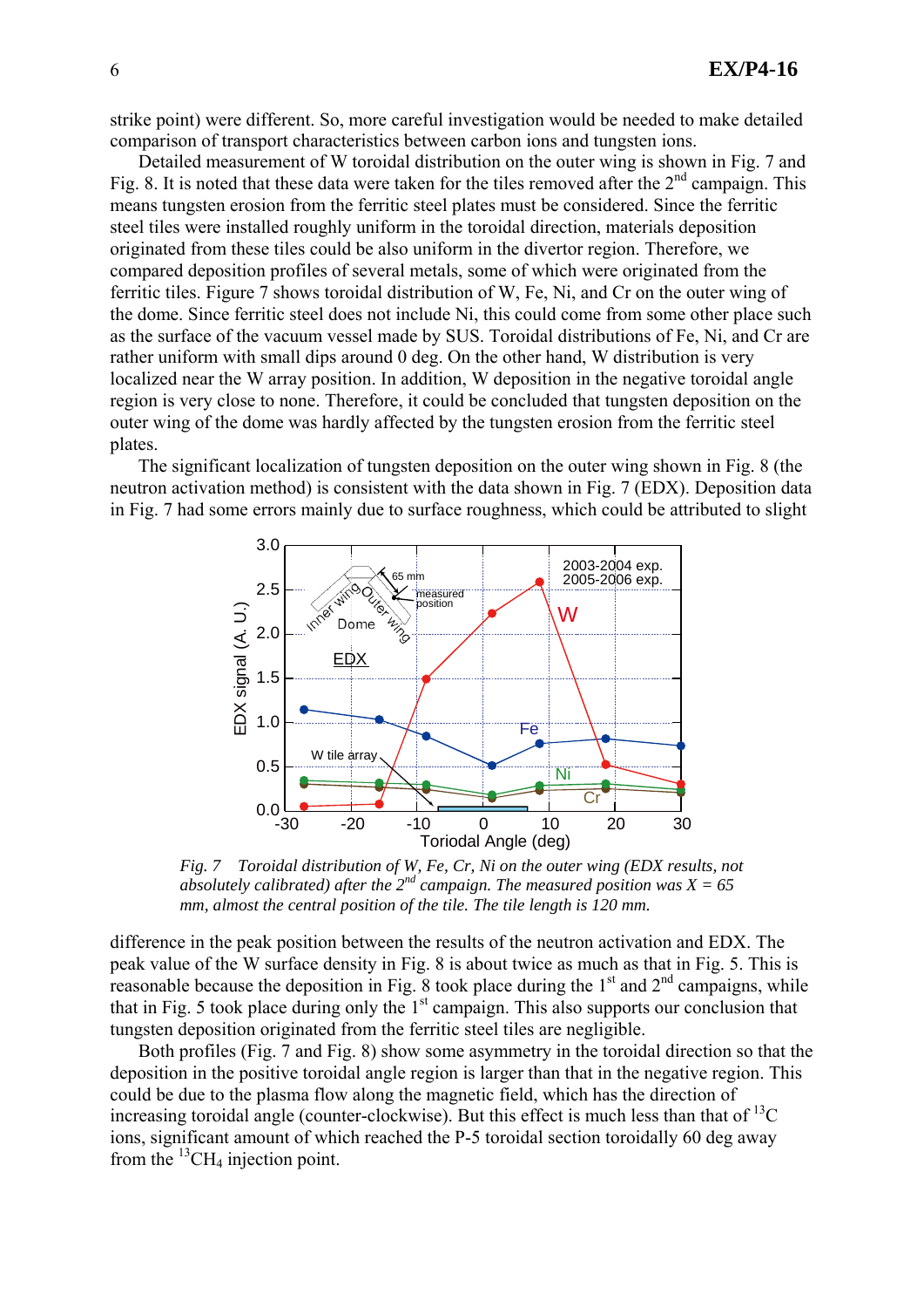strike point) were different. So, more careful investigation would be needed to make detailed comparison of transport characteristics between carbon ions and tungsten ions.

Detailed measurement of W toroidal distribution on the outer wing is shown in Fig. 7 and Fig. 8. It is noted that these data were taken for the tiles removed after the 2nd campaign. This means tungsten erosion from the ferritic steel plates must be considered. Since the ferritic steel tiles were installed roughly uniform in the toroidal direction, materials deposition originated from these tiles could be also uniform in the divertor region. Therefore, we compared deposition profiles of several metals, some of which were originated from the ferritic tiles. Figure 7 shows toroidal distribution of W, Fe, Ni, and Cr on the outer wing of the dome. Since ferritic steel does not include Ni, this could come from some other place such as the surface of the vacuum vessel made by SUS. Toroidal distributions of Fe, Ni, and Cr are rather uniform with small dips around 0 deg. On the other hand, W distribution is very localized near the W array position. In addition, W deposition in the negative toroidal angle region is very close to none. Therefore, it could be concluded that tungsten deposition on the outer wing of the dome was hardly affected by the tungsten erosion from the ferritic steel plates.

The significant localization of tungsten deposition on the outer wing shown in Fig. 8 (the neutron activation method) is consistent with the data shown in Fig. 7 (EDX). Deposition data in Fig. 7 had some errors mainly due to surface roughness, which could be attributed to slight

*Fig. 7 Toroidal distribution of W, Fe, Cr, Ni on the outer wing (EDX results, not absolutely calibrated) after the 2nd campaign. The measured position was X = 65 mm, almost the central position of the tile. The tile length is 120 mm.*

difference in the peak position between the results of the neutron activation and EDX. The peak value of the W surface density in Fig. 8 is about twice as much as that in Fig. 5. This is reasonable because the deposition in Fig. 8 took place during the 1st and 2nd campaigns, while that in Fig. 5 took place during only the 1st campaign. This also supports our conclusion that tungsten deposition originated from the ferritic steel tiles are negligible.

Both profiles (Fig. 7 and Fig. 8) show some asymmetry in the toroidal direction so that the deposition in the positive toroidal angle region is larger than that in the negative region. This could be due to the plasma flow along the magnetic field, which has the direction of increasing toroidal angle (counter-clockwise). But this effect is much less than that of $^{13}C$ ions, significant amount of which reached the P-5 toroidal section toroidally 60 deg away from the $^{13}CH_4$ injection point.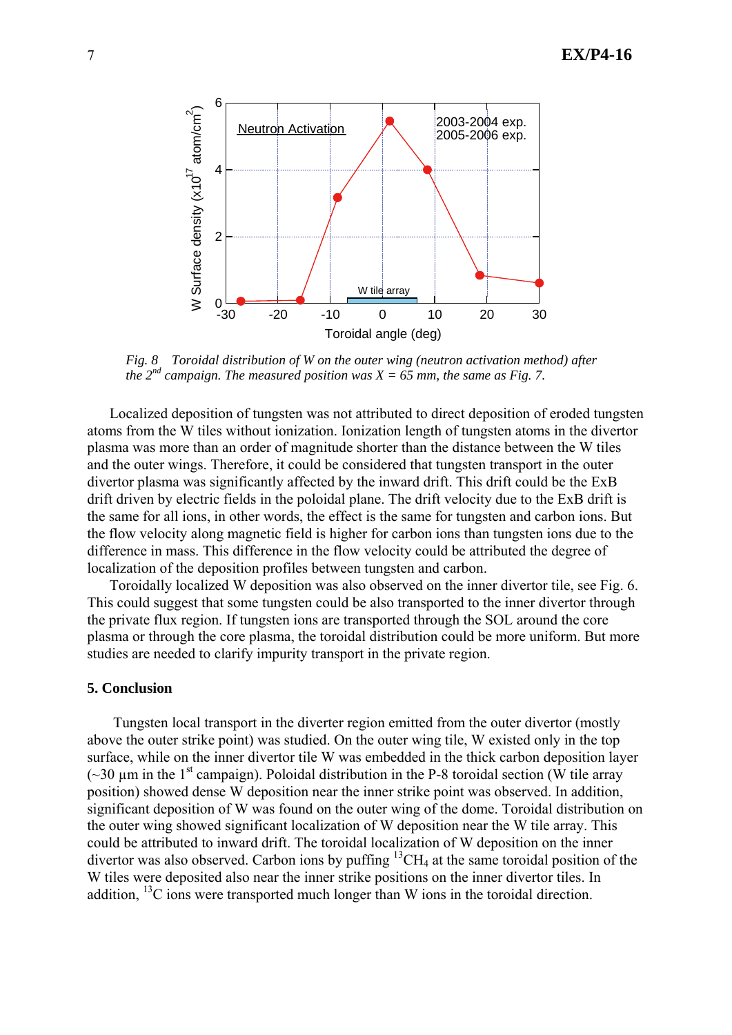*Fig. 8 Toroidal distribution of W on the outer wing (neutron activation method) after the 2[nd] campaign. The measured position was X = 65 mm, the same as Fig. 7.*

Localized deposition of tungsten was not attributed to direct deposition of eroded tungsten atoms from the W tiles without ionization. Ionization length of tungsten atoms in the divertor plasma was more than an order of magnitude shorter than the distance between the W tiles and the outer wings. Therefore, it could be considered that tungsten transport in the outer divertor plasma was significantly affected by the inward drift. This drift could be the ExB drift driven by electric fields in the poloidal plane. The drift velocity due to the ExB drift is the same for all ions, in other words, the effect is the same for tungsten and carbon ions. But the flow velocity along magnetic field is higher for carbon ions than tungsten ions due to the difference in mass. This difference in the flow velocity could be attributed the degree of localization of the deposition profiles between tungsten and carbon.

Toroidally localized W deposition was also observed on the inner divertor tile, see Fig. 6. This could suggest that some tungsten could be also transported to the inner divertor through the private flux region. If tungsten ions are transported through the SOL around the core plasma or through the core plasma, the toroidal distribution could be more uniform. But more studies are needed to clarify impurity transport in the private region.

## 5. Conclusion

Tungsten local transport in the diverter region emitted from the outer divertor (mostly above the outer strike point) was studied. On the outer wing tile, W existed only in the top surface, while on the inner divertor tile W was embedded in the thick carbon deposition layer (~30 µm in the 1[st] campaign). Poloidal distribution in the P-8 toroidal section (W tile array position) showed dense W deposition near the inner strike point was observed. In addition, significant deposition of W was found on the outer wing of the dome. Toroidal distribution on the outer wing showed significant localization of W deposition near the W tile array. This could be attributed to inward drift. The toroidal localization of W deposition on the inner divertor was also observed. Carbon ions by puffing $^{13}CH_4$ at the same toroidal position of the W tiles were deposited also near the inner strike positions on the inner divertor tiles. In addition, $^{13}C$ ions were transported much longer than W ions in the toroidal direction.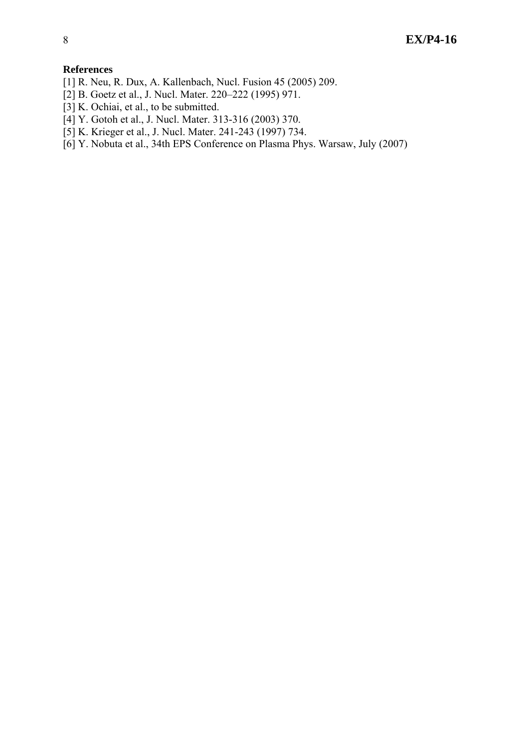## References

[1] R. Neu, R. Dux, A. Kallenbach, Nucl. Fusion 45 (2005) 209.

[2] B. Goetz et al., J. Nucl. Mater. 220–222 (1995) 971.

[3] K. Ochiai, et al., to be submitted.

[4] Y. Gotoh et al., J. Nucl. Mater. 313-316 (2003) 370.

[5] K. Krieger et al., J. Nucl. Mater. 241-243 (1997) 734.

[6] Y. Nobuta et al., 34th EPS Conference on Plasma Phys. Warsaw, July (2007)